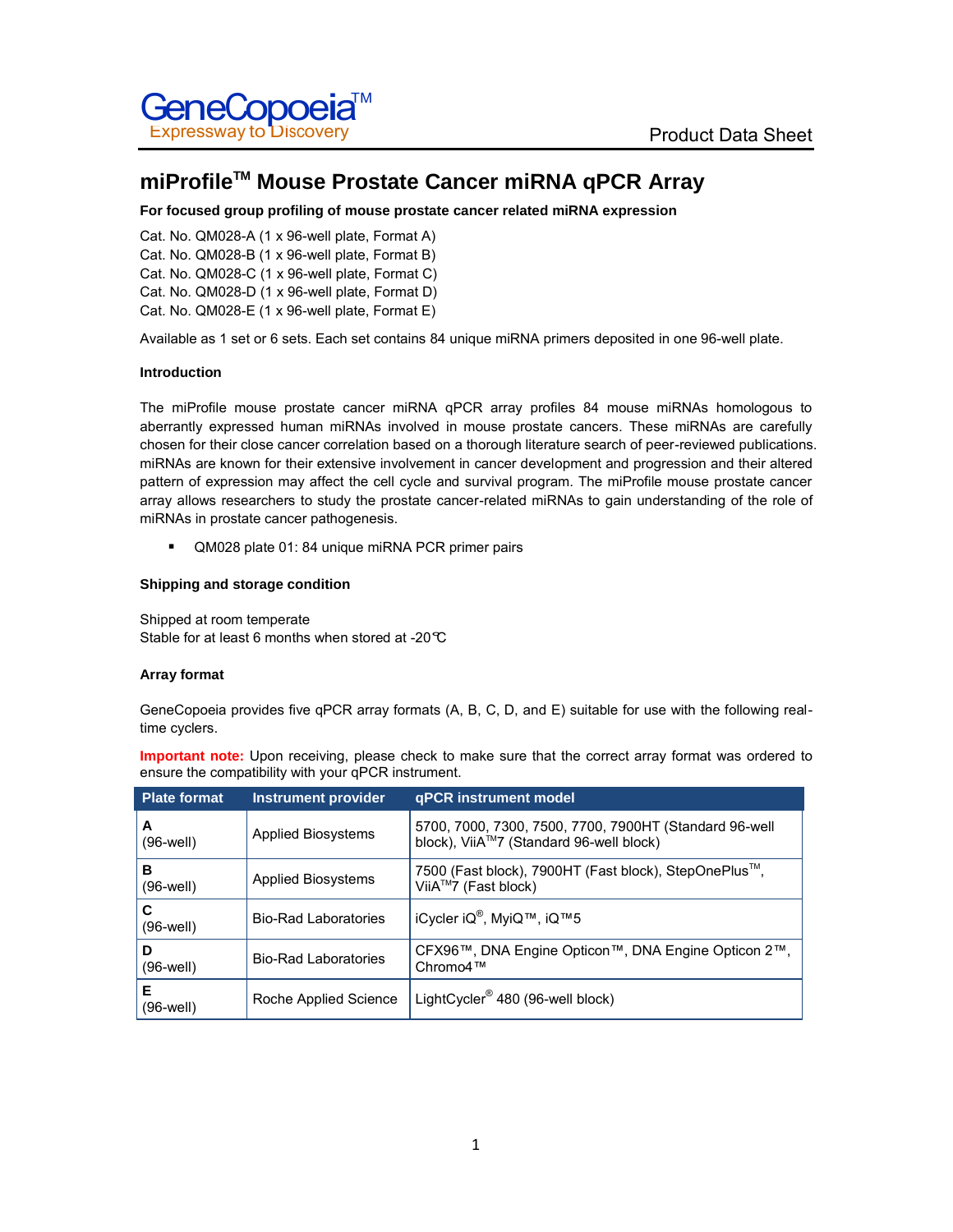GeneCopoeia™
Expressway to Discovery

Product Data Sheet

# miProfile™ Mouse Prostate Cancer miRNA qPCR Array

**For focused group profiling of mouse prostate cancer related miRNA expression**

Cat. No. QM028-A (1 x 96-well plate, Format A)
Cat. No. QM028-B (1 x 96-well plate, Format B)
Cat. No. QM028-C (1 x 96-well plate, Format C)
Cat. No. QM028-D (1 x 96-well plate, Format D)
Cat. No. QM028-E (1 x 96-well plate, Format E)

Available as 1 set or 6 sets. Each set contains 84 unique miRNA primers deposited in one 96-well plate.

### Introduction

The miProfile mouse prostate cancer miRNA qPCR array profiles 84 mouse miRNAs homologous to aberrantly expressed human miRNAs involved in mouse prostate cancers. These miRNAs are carefully chosen for their close cancer correlation based on a thorough literature search of peer-reviewed publications. miRNAs are known for their extensive involvement in cancer development and progression and their altered pattern of expression may affect the cell cycle and survival program. The miProfile mouse prostate cancer array allows researchers to study the prostate cancer-related miRNAs to gain understanding of the role of miRNAs in prostate cancer pathogenesis.

- QM028 plate 01: 84 unique miRNA PCR primer pairs

### Shipping and storage condition

Shipped at room temperate
Stable for at least 6 months when stored at -20℃

### Array format

GeneCopoeia provides five qPCR array formats (A, B, C, D, and E) suitable for use with the following real-time cyclers.

**Important note:** Upon receiving, please check to make sure that the correct array format was ordered to ensure the compatibility with your qPCR instrument.

| Plate format | Instrument provider | qPCR instrument model |
|---|---|---|
| **A** (96-well) | Applied Biosystems | 5700, 7000, 7300, 7500, 7700, 7900HT (Standard 96-well block), ViiA™7 (Standard 96-well block) |
| **B** (96-well) | Applied Biosystems | 7500 (Fast block), 7900HT (Fast block), StepOnePlus™, ViiA™7 (Fast block) |
| **C** (96-well) | Bio-Rad Laboratories | iCycler iQ®, MyiQ™, iQ™5 |
| **D** (96-well) | Bio-Rad Laboratories | CFX96™, DNA Engine Opticon™, DNA Engine Opticon 2™, Chromo4™ |
| **E** (96-well) | Roche Applied Science | LightCycler® 480 (96-well block) |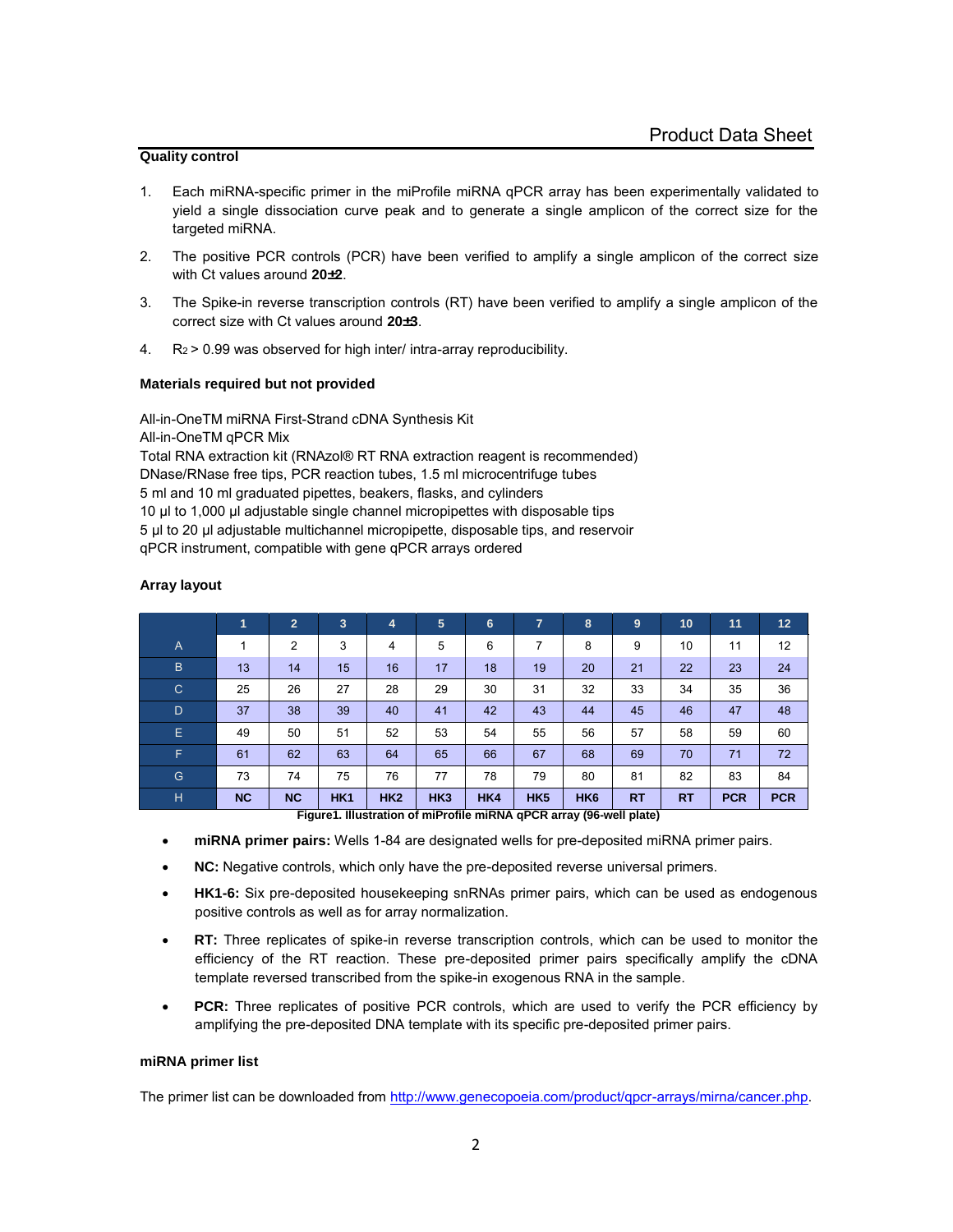### Quality control

1. Each miRNA-specific primer in the miProfile miRNA qPCR array has been experimentally validated to yield a single dissociation curve peak and to generate a single amplicon of the correct size for the targeted miRNA.
2. The positive PCR controls (PCR) have been verified to amplify a single amplicon of the correct size with Ct values around **20±2**.
3. The Spike-in reverse transcription controls (RT) have been verified to amplify a single amplicon of the correct size with Ct values around **20±3**.
4. $R_2$ > 0.99 was observed for high inter/ intra-array reproducibility.

### Materials required but not provided

All-in-OneTM miRNA First-Strand cDNA Synthesis Kit
All-in-OneTM qPCR Mix
Total RNA extraction kit (RNAzol® RT RNA extraction reagent is recommended)
DNase/RNase free tips, PCR reaction tubes, 1.5 ml microcentrifuge tubes
5 ml and 10 ml graduated pipettes, beakers, flasks, and cylinders
10 µl to 1,000 µl adjustable single channel micropipettes with disposable tips
5 µl to 20 µl adjustable multichannel micropipette, disposable tips, and reservoir
qPCR instrument, compatible with gene qPCR arrays ordered

### Array layout

| | 1 | 2 | 3 | 4 | 5 | 6 | 7 | 8 | 9 | 10 | 11 | 12 |
|---|---|---|---|---|---|---|---|---|---|---|---|---|
| A | 1 | 2 | 3 | 4 | 5 | 6 | 7 | 8 | 9 | 10 | 11 | 12 |
| B | 13 | 14 | 15 | 16 | 17 | 18 | 19 | 20 | 21 | 22 | 23 | 24 |
| C | 25 | 26 | 27 | 28 | 29 | 30 | 31 | 32 | 33 | 34 | 35 | 36 |
| D | 37 | 38 | 39 | 40 | 41 | 42 | 43 | 44 | 45 | 46 | 47 | 48 |
| E | 49 | 50 | 51 | 52 | 53 | 54 | 55 | 56 | 57 | 58 | 59 | 60 |
| F | 61 | 62 | 63 | 64 | 65 | 66 | 67 | 68 | 69 | 70 | 71 | 72 |
| G | 73 | 74 | 75 | 76 | 77 | 78 | 79 | 80 | 81 | 82 | 83 | 84 |
| H | **NC** | **NC** | **HK1** | **HK2** | **HK3** | **HK4** | **HK5** | **HK6** | **RT** | **RT** | **PCR** | **PCR** |

**Figure1. Illustration of miProfile miRNA qPCR array (96-well plate)**

- **miRNA primer pairs:** Wells 1-84 are designated wells for pre-deposited miRNA primer pairs.
- **NC:** Negative controls, which only have the pre-deposited reverse universal primers.
- **HK1-6:** Six pre-deposited housekeeping snRNAs primer pairs, which can be used as endogenous positive controls as well as for array normalization.
- **RT:** Three replicates of spike-in reverse transcription controls, which can be used to monitor the efficiency of the RT reaction. These pre-deposited primer pairs specifically amplify the cDNA template reversed transcribed from the spike-in exogenous RNA in the sample.
- **PCR:** Three replicates of positive PCR controls, which are used to verify the PCR efficiency by amplifying the pre-deposited DNA template with its specific pre-deposited primer pairs.

### miRNA primer list

The primer list can be downloaded from http://www.genecopoeia.com/product/qpcr-arrays/mirna/cancer.php.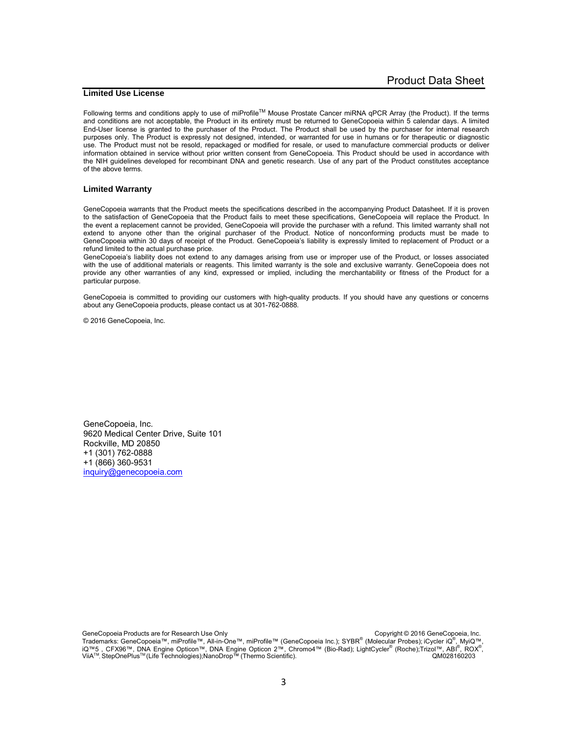## Limited Use License

Following terms and conditions apply to use of miProfile™ Mouse Prostate Cancer miRNA qPCR Array (the Product). If the terms and conditions are not acceptable, the Product in its entirety must be returned to GeneCopoeia within 5 calendar days. A limited End-User license is granted to the purchaser of the Product. The Product shall be used by the purchaser for internal research purposes only. The Product is expressly not designed, intended, or warranted for use in humans or for therapeutic or diagnostic use. The Product must not be resold, repackaged or modified for resale, or used to manufacture commercial products or deliver information obtained in service without prior written consent from GeneCopoeia. This Product should be used in accordance with the NIH guidelines developed for recombinant DNA and genetic research. Use of any part of the Product constitutes acceptance of the above terms.

## Limited Warranty

GeneCopoeia warrants that the Product meets the specifications described in the accompanying Product Datasheet. If it is proven to the satisfaction of GeneCopoeia that the Product fails to meet these specifications, GeneCopoeia will replace the Product. In the event a replacement cannot be provided, GeneCopoeia will provide the purchaser with a refund. This limited warranty shall not extend to anyone other than the original purchaser of the Product. Notice of nonconforming products must be made to GeneCopoeia within 30 days of receipt of the Product. GeneCopoeia's liability is expressly limited to replacement of Product or a refund limited to the actual purchase price.
GeneCopoeia's liability does not extend to any damages arising from use or improper use of the Product, or losses associated with the use of additional materials or reagents. This limited warranty is the sole and exclusive warranty. GeneCopoeia does not provide any other warranties of any kind, expressed or implied, including the merchantability or fitness of the Product for a particular purpose.

GeneCopoeia is committed to providing our customers with high-quality products. If you should have any questions or concerns about any GeneCopoeia products, please contact us at 301-762-0888.

© 2016 GeneCopoeia, Inc.

GeneCopoeia, Inc.
9620 Medical Center Drive, Suite 101
Rockville, MD 20850
+1 (301) 762-0888
+1 (866) 360-9531
inquiry@genecopoeia.com

GeneCopoeia Products are for Research Use Only
Copyright © 2016 GeneCopoeia, Inc.
Trademarks: GeneCopoeia™, miProfile™, All-in-One™, miProfile™ (GeneCopoeia Inc.); SYBR® (Molecular Probes); iCycler iQ®, MyiQ™, iQ™5 , CFX96™, DNA Engine Opticon™, DNA Engine Opticon 2™, Chromo4™ (Bio-Rad); LightCycler® (Roche);Trizol™, ABI®, ROX®, ViiA™, StepOnePlus™ (Life Technologies);NanoDrop™ (Thermo Scientific).
QM028160203